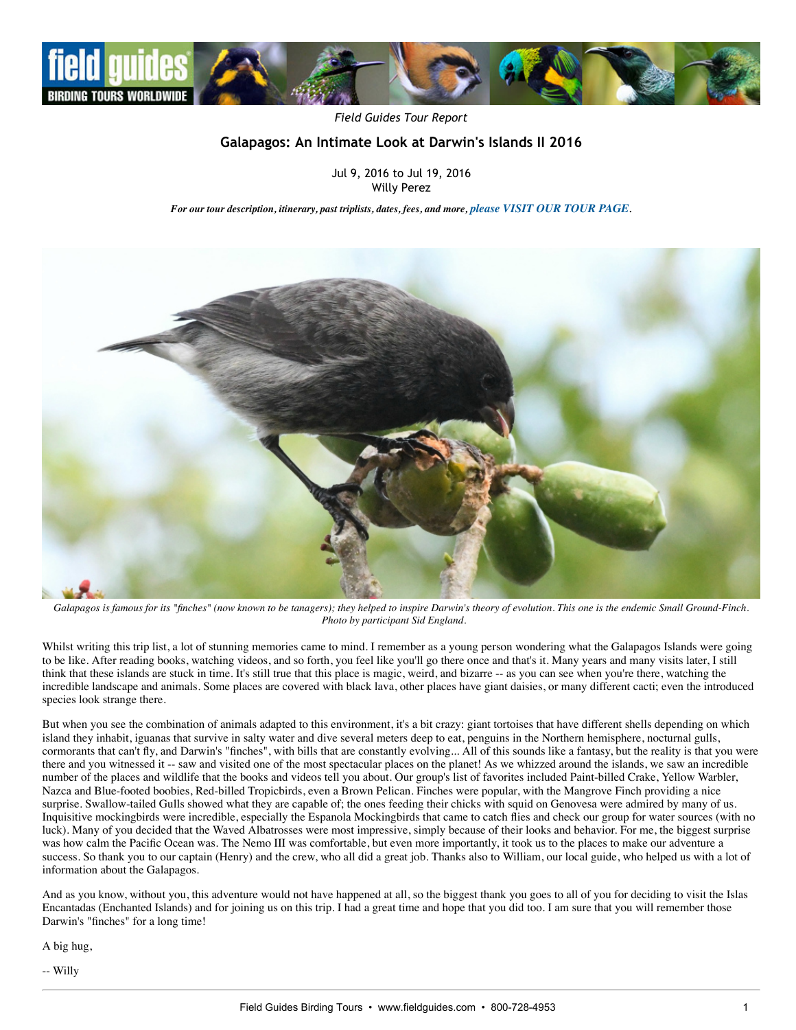*Field Guides Tour Report*

## Galapagos: An Intimate Look at Darwin's Islands II 2016

Jul 9, 2016 to Jul 19, 2016
Willy Perez

*For our tour description, itinerary, past triplists, dates, fees, and more, please VISIT OUR TOUR PAGE.*

*Galapagos is famous for its "finches" (now known to be tanagers); they helped to inspire Darwin's theory of evolution. This one is the endemic Small Ground-Finch. Photo by participant Sid England.*

Whilst writing this trip list, a lot of stunning memories came to mind. I remember as a young person wondering what the Galapagos Islands were going to be like. After reading books, watching videos, and so forth, you feel like you'll go there once and that's it. Many years and many visits later, I still think that these islands are stuck in time. It's still true that this place is magic, weird, and bizarre -- as you can see when you're there, watching the incredible landscape and animals. Some places are covered with black lava, other places have giant daisies, or many different cacti; even the introduced species look strange there.

But when you see the combination of animals adapted to this environment, it's a bit crazy: giant tortoises that have different shells depending on which island they inhabit, iguanas that survive in salty water and dive several meters deep to eat, penguins in the Northern hemisphere, nocturnal gulls, cormorants that can't fly, and Darwin's "finches", with bills that are constantly evolving... All of this sounds like a fantasy, but the reality is that you were there and you witnessed it -- saw and visited one of the most spectacular places on the planet! As we whizzed around the islands, we saw an incredible number of the places and wildlife that the books and videos tell you about. Our group's list of favorites included Paint-billed Crake, Yellow Warbler, Nazca and Blue-footed boobies, Red-billed Tropicbirds, even a Brown Pelican. Finches were popular, with the Mangrove Finch providing a nice surprise. Swallow-tailed Gulls showed what they are capable of; the ones feeding their chicks with squid on Genovesa were admired by many of us. Inquisitive mockingbirds were incredible, especially the Espanola Mockingbirds that came to catch flies and check our group for water sources (with no luck). Many of you decided that the Waved Albatrosses were most impressive, simply because of their looks and behavior. For me, the biggest surprise was how calm the Pacific Ocean was. The Nemo III was comfortable, but even more importantly, it took us to the places to make our adventure a success. So thank you to our captain (Henry) and the crew, who all did a great job. Thanks also to William, our local guide, who helped us with a lot of information about the Galapagos.

And as you know, without you, this adventure would not have happened at all, so the biggest thank you goes to all of you for deciding to visit the Islas Encantadas (Enchanted Islands) and for joining us on this trip. I had a great time and hope that you did too. I am sure that you will remember those Darwin's "finches" for a long time!

A big hug,

-- Willy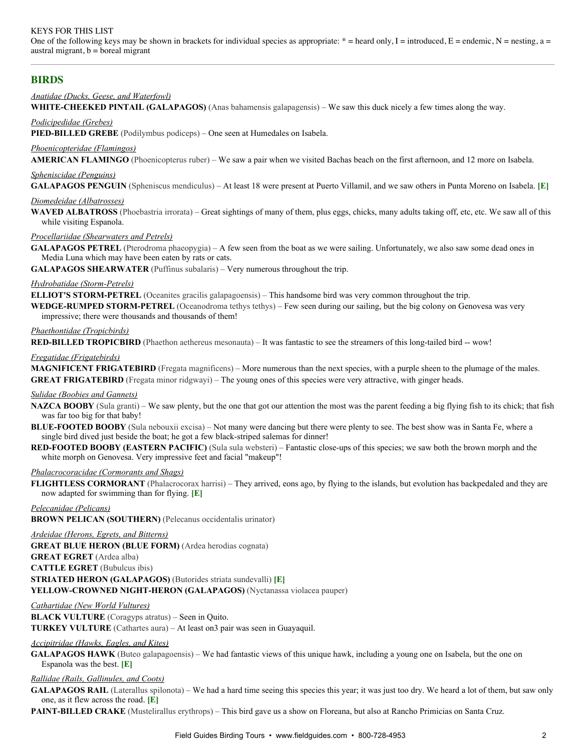KEYS FOR THIS LIST

One of the following keys may be shown in brackets for individual species as appropriate: * = heard only, I = introduced, E = endemic, N = nesting, a = austral migrant, b = boreal migrant

---

## BIRDS

*Anatidae (Ducks, Geese, and Waterfowl)*

**WHITE-CHEEKED PINTAIL (GALAPAGOS)** (Anas bahamensis galapagensis) – We saw this duck nicely a few times along the way.

*Podicipedidae (Grebes)*

**PIED-BILLED GREBE** (Podilymbus podiceps) – One seen at Humedales on Isabela.

*Phoenicopteridae (Flamingos)*

**AMERICAN FLAMINGO** (Phoenicopterus ruber) – We saw a pair when we visited Bachas beach on the first afternoon, and 12 more on Isabela.

*Spheniscidae (Penguins)*

**GALAPAGOS PENGUIN** (Spheniscus mendiculus) – At least 18 were present at Puerto Villamil, and we saw others in Punta Moreno on Isabela. **[E]**

*Diomedeidae (Albatrosses)*

**WAVED ALBATROSS** (Phoebastria irrorata) – Great sightings of many of them, plus eggs, chicks, many adults taking off, etc, etc. We saw all of this while visiting Espanola.

*Procellariidae (Shearwaters and Petrels)*

**GALAPAGOS PETREL** (Pterodroma phaeopygia) – A few seen from the boat as we were sailing. Unfortunately, we also saw some dead ones in Media Luna which may have been eaten by rats or cats.

**GALAPAGOS SHEARWATER** (Puffinus subalaris) – Very numerous throughout the trip.

*Hydrobatidae (Storm-Petrels)*

**ELLIOT'S STORM-PETREL** (Oceanites gracilis galapagoensis) – This handsome bird was very common throughout the trip.

**WEDGE-RUMPED STORM-PETREL** (Oceanodroma tethys tethys) – Few seen during our sailing, but the big colony on Genovesa was very impressive; there were thousands and thousands of them!

*Phaethontidae (Tropicbirds)*

**RED-BILLED TROPICBIRD** (Phaethon aethereus mesonauta) – It was fantastic to see the streamers of this long-tailed bird -- wow!

*Fregatidae (Frigatebirds)*

**MAGNIFICENT FRIGATEBIRD** (Fregata magnificens) – More numerous than the next species, with a purple sheen to the plumage of the males.

**GREAT FRIGATEBIRD** (Fregata minor ridgwayi) – The young ones of this species were very attractive, with ginger heads.

*Sulidae (Boobies and Gannets)*

**NAZCA BOOBY** (Sula granti) – We saw plenty, but the one that got our attention the most was the parent feeding a big flying fish to its chick; that fish was far too big for that baby!

**BLUE-FOOTED BOOBY** (Sula nebouxii excisa) – Not many were dancing but there were plenty to see. The best show was in Santa Fe, where a single bird dived just beside the boat; he got a few black-striped salemas for dinner!

**RED-FOOTED BOOBY (EASTERN PACIFIC)** (Sula sula websteri) – Fantastic close-ups of this species; we saw both the brown morph and the white morph on Genovesa. Very impressive feet and facial "makeup"!

*Phalacrocoracidae (Cormorants and Shags)*

**FLIGHTLESS CORMORANT** (Phalacrocorax harrisi) – They arrived, eons ago, by flying to the islands, but evolution has backpedaled and they are now adapted for swimming than for flying. **[E]**

*Pelecanidae (Pelicans)*

**BROWN PELICAN (SOUTHERN)** (Pelecanus occidentalis urinator)

*Ardeidae (Herons, Egrets, and Bitterns)*

**GREAT BLUE HERON (BLUE FORM)** (Ardea herodias cognata)

**GREAT EGRET** (Ardea alba)

**CATTLE EGRET** (Bubulcus ibis)

**STRIATED HERON (GALAPAGOS)** (Butorides striata sundevalli) **[E]**

**YELLOW-CROWNED NIGHT-HERON (GALAPAGOS)** (Nyctanassa violacea pauper)

*Cathartidae (New World Vultures)*

**BLACK VULTURE** (Coragyps atratus) – Seen in Quito.

**TURKEY VULTURE** (Cathartes aura) – At least on3 pair was seen in Guayaquil.

*Accipitridae (Hawks, Eagles, and Kites)*

**GALAPAGOS HAWK** (Buteo galapagoensis) – We had fantastic views of this unique hawk, including a young one on Isabela, but the one on Espanola was the best. **[E]**

*Rallidae (Rails, Gallinules, and Coots)*

**GALAPAGOS RAIL** (Laterallus spilonota) – We had a hard time seeing this species this year; it was just too dry. We heard a lot of them, but saw only one, as it flew across the road. **[E]**

**PAINT-BILLED CRAKE** (Mustelirallus erythrops) – This bird gave us a show on Floreana, but also at Rancho Primicias on Santa Cruz.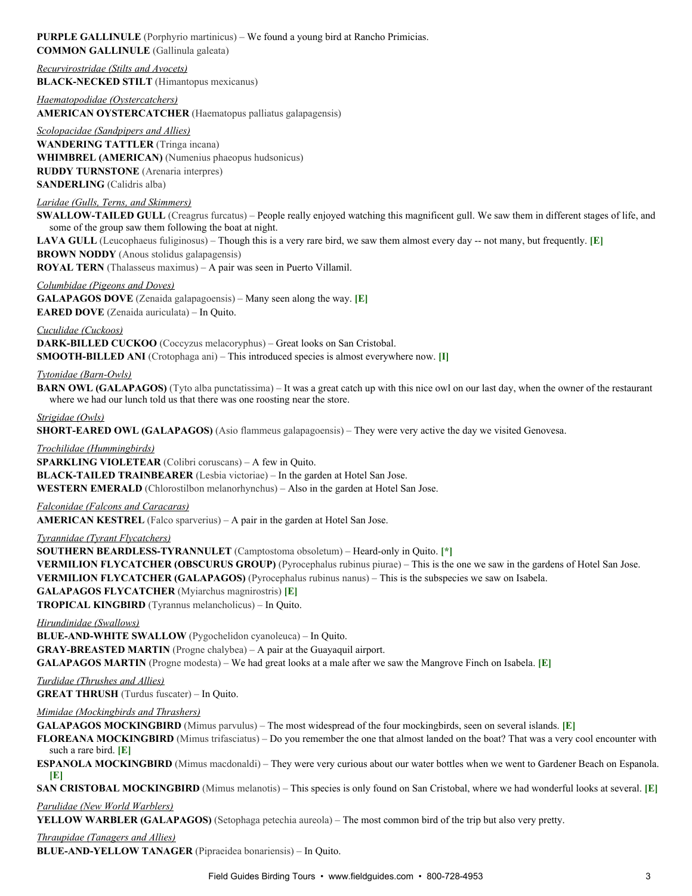**PURPLE GALLINULE** (Porphyrio martinicus) – We found a young bird at Rancho Primicias.
**COMMON GALLINULE** (Gallinula galeata)

*Recurvirostridae (Stilts and Avocets)*
**BLACK-NECKED STILT** (Himantopus mexicanus)

*Haematopodidae (Oystercatchers)*
**AMERICAN OYSTERCATCHER** (Haematopus palliatus galapagensis)

*Scolopacidae (Sandpipers and Allies)*
**WANDERING TATTLER** (Tringa incana)
**WHIMBREL (AMERICAN)** (Numenius phaeopus hudsonicus)
**RUDDY TURNSTONE** (Arenaria interpres)
**SANDERLING** (Calidris alba)

*Laridae (Gulls, Terns, and Skimmers)*
**SWALLOW-TAILED GULL** (Creagrus furcatus) – People really enjoyed watching this magnificent gull. We saw them in different stages of life, and some of the group saw them following the boat at night.
**LAVA GULL** (Leucophaeus fuliginosus) – Though this is a very rare bird, we saw them almost every day -- not many, but frequently. **[E]**
**BROWN NODDY** (Anous stolidus galapagensis)
**ROYAL TERN** (Thalasseus maximus) – A pair was seen in Puerto Villamil.

*Columbidae (Pigeons and Doves)*
**GALAPAGOS DOVE** (Zenaida galapagoensis) – Many seen along the way. **[E]**
**EARED DOVE** (Zenaida auriculata) – In Quito.

*Cuculidae (Cuckoos)*
**DARK-BILLED CUCKOO** (Coccyzus melacoryphus) – Great looks on San Cristobal.
**SMOOTH-BILLED ANI** (Crotophaga ani) – This introduced species is almost everywhere now. **[I]**

*Tytonidae (Barn-Owls)*
**BARN OWL (GALAPAGOS)** (Tyto alba punctatissima) – It was a great catch up with this nice owl on our last day, when the owner of the restaurant where we had our lunch told us that there was one roosting near the store.

*Strigidae (Owls)*
**SHORT-EARED OWL (GALAPAGOS)** (Asio flammeus galapagoensis) – They were very active the day we visited Genovesa.

*Trochilidae (Hummingbirds)*
**SPARKLING VIOLETEAR** (Colibri coruscans) – A few in Quito.
**BLACK-TAILED TRAINBEARER** (Lesbia victoriae) – In the garden at Hotel San Jose.
**WESTERN EMERALD** (Chlorostilbon melanorhynchus) – Also in the garden at Hotel San Jose.

*Falconidae (Falcons and Caracaras)*
**AMERICAN KESTREL** (Falco sparverius) – A pair in the garden at Hotel San Jose.

*Tyrannidae (Tyrant Flycatchers)*
**SOUTHERN BEARDLESS-TYRANNULET** (Camptostoma obsoletum) – Heard-only in Quito. **[*]**
**VERMILION FLYCATCHER (OBSCURUS GROUP)** (Pyrocephalus rubinus piurae) – This is the one we saw in the gardens of Hotel San Jose.
**VERMILION FLYCATCHER (GALAPAGOS)** (Pyrocephalus rubinus nanus) – This is the subspecies we saw on Isabela.
**GALAPAGOS FLYCATCHER** (Myiarchus magnirostris) **[E]**
**TROPICAL KINGBIRD** (Tyrannus melancholicus) – In Quito.

*Hirundinidae (Swallows)*
**BLUE-AND-WHITE SWALLOW** (Pygochelidon cyanoleuca) – In Quito.
**GRAY-BREASTED MARTIN** (Progne chalybea) – A pair at the Guayaquil airport.
**GALAPAGOS MARTIN** (Progne modesta) – We had great looks at a male after we saw the Mangrove Finch on Isabela. **[E]**

*Turdidae (Thrushes and Allies)*
**GREAT THRUSH** (Turdus fuscater) – In Quito.

*Mimidae (Mockingbirds and Thrashers)*
**GALAPAGOS MOCKINGBIRD** (Mimus parvulus) – The most widespread of the four mockingbirds, seen on several islands. **[E]**
**FLOREANA MOCKINGBIRD** (Mimus trifasciatus) – Do you remember the one that almost landed on the boat? That was a very cool encounter with such a rare bird. **[E]**
**ESPANOLA MOCKINGBIRD** (Mimus macdonaldi) – They were very curious about our water bottles when we went to Gardener Beach on Espanola. **[E]**
**SAN CRISTOBAL MOCKINGBIRD** (Mimus melanotis) – This species is only found on San Cristobal, where we had wonderful looks at several. **[E]**

*Parulidae (New World Warblers)*
**YELLOW WARBLER (GALAPAGOS)** (Setophaga petechia aureola) – The most common bird of the trip but also very pretty.

*Thraupidae (Tanagers and Allies)*
**BLUE-AND-YELLOW TANAGER** (Pipraeidea bonariensis) – In Quito.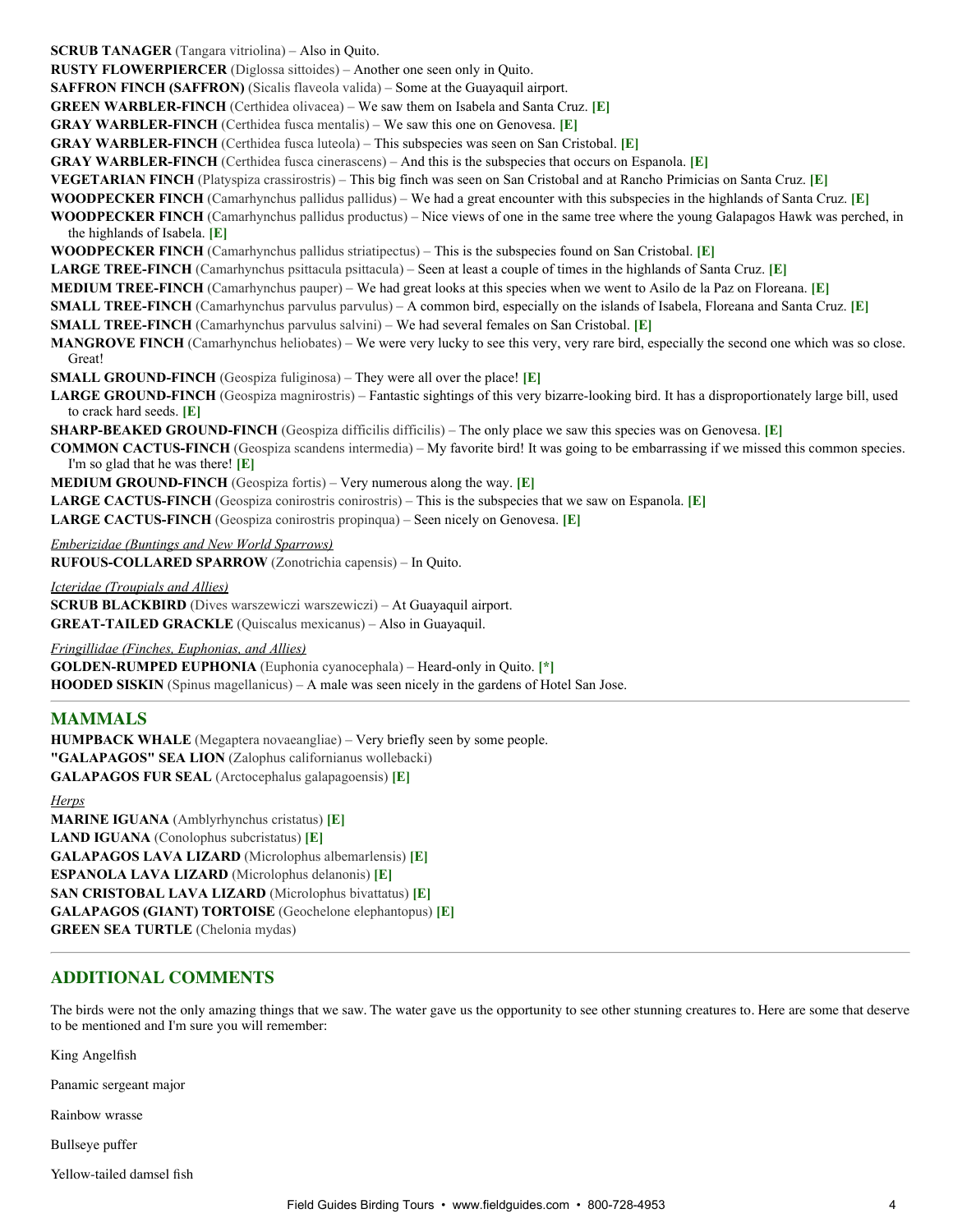**SCRUB TANAGER** (Tangara vitriolina) – Also in Quito.

**RUSTY FLOWERPIERCER** (Diglossa sittoides) – Another one seen only in Quito.

**SAFFRON FINCH (SAFFRON)** (Sicalis flaveola valida) – Some at the Guayaquil airport.

**GREEN WARBLER-FINCH** (Certhidea olivacea) – We saw them on Isabela and Santa Cruz. **[E]**

**GRAY WARBLER-FINCH** (Certhidea fusca mentalis) – We saw this one on Genovesa. **[E]**

**GRAY WARBLER-FINCH** (Certhidea fusca luteola) – This subspecies was seen on San Cristobal. **[E]**

**GRAY WARBLER-FINCH** (Certhidea fusca cinerascens) – And this is the subspecies that occurs on Espanola. **[E]**

**VEGETARIAN FINCH** (Platyspiza crassirostris) – This big finch was seen on San Cristobal and at Rancho Primicias on Santa Cruz. **[E]**

**WOODPECKER FINCH** (Camarhynchus pallidus pallidus) – We had a great encounter with this subspecies in the highlands of Santa Cruz. **[E]**

**WOODPECKER FINCH** (Camarhynchus pallidus productus) – Nice views of one in the same tree where the young Galapagos Hawk was perched, in the highlands of Isabela. **[E]**

**WOODPECKER FINCH** (Camarhynchus pallidus striatipectus) – This is the subspecies found on San Cristobal. **[E]**

**LARGE TREE-FINCH** (Camarhynchus psittacula psittacula) – Seen at least a couple of times in the highlands of Santa Cruz. **[E]**

**MEDIUM TREE-FINCH** (Camarhynchus pauper) – We had great looks at this species when we went to Asilo de la Paz on Floreana. **[E]**

**SMALL TREE-FINCH** (Camarhynchus parvulus parvulus) – A common bird, especially on the islands of Isabela, Floreana and Santa Cruz. **[E]**

**SMALL TREE-FINCH** (Camarhynchus parvulus salvini) – We had several females on San Cristobal. **[E]**

**MANGROVE FINCH** (Camarhynchus heliobates) – We were very lucky to see this very, very rare bird, especially the second one which was so close. Great!

**SMALL GROUND-FINCH** (Geospiza fuliginosa) – They were all over the place! **[E]**

**LARGE GROUND-FINCH** (Geospiza magnirostris) – Fantastic sightings of this very bizarre-looking bird. It has a disproportionately large bill, used to crack hard seeds. **[E]**

**SHARP-BEAKED GROUND-FINCH** (Geospiza difficilis difficilis) – The only place we saw this species was on Genovesa. **[E]**

**COMMON CACTUS-FINCH** (Geospiza scandens intermedia) – My favorite bird! It was going to be embarrassing if we missed this common species. I'm so glad that he was there! **[E]**

**MEDIUM GROUND-FINCH** (Geospiza fortis) – Very numerous along the way. **[E]**

**LARGE CACTUS-FINCH** (Geospiza conirostris conirostris) – This is the subspecies that we saw on Espanola. **[E]**

**LARGE CACTUS-FINCH** (Geospiza conirostris propinqua) – Seen nicely on Genovesa. **[E]**

*Emberizidae (Buntings and New World Sparrows)*

**RUFOUS-COLLARED SPARROW** (Zonotrichia capensis) – In Quito.

*Icteridae (Troupials and Allies)*

**SCRUB BLACKBIRD** (Dives warszewiczi warszewiczi) – At Guayaquil airport.

**GREAT-TAILED GRACKLE** (Quiscalus mexicanus) – Also in Guayaquil.

*Fringillidae (Finches, Euphonias, and Allies)*

**GOLDEN-RUMPED EUPHONIA** (Euphonia cyanocephala) – Heard-only in Quito. **[*]**

**HOODED SISKIN** (Spinus magellanicus) – A male was seen nicely in the gardens of Hotel San Jose.

## MAMMALS

**HUMPBACK WHALE** (Megaptera novaeangliae) – Very briefly seen by some people.

**"GALAPAGOS" SEA LION** (Zalophus californianus wollebacki)

**GALAPAGOS FUR SEAL** (Arctocephalus galapagoensis) **[E]**

*Herps*

**MARINE IGUANA** (Amblyrhynchus cristatus) **[E]**

**LAND IGUANA** (Conolophus subcristatus) **[E]**

**GALAPAGOS LAVA LIZARD** (Microlophus albemarlensis) **[E]**

**ESPANOLA LAVA LIZARD** (Microlophus delanonis) **[E]**

**SAN CRISTOBAL LAVA LIZARD** (Microlophus bivattatus) **[E]**

**GALAPAGOS (GIANT) TORTOISE** (Geochelone elephantopus) **[E]**

**GREEN SEA TURTLE** (Chelonia mydas)

## ADDITIONAL COMMENTS

The birds were not the only amazing things that we saw. The water gave us the opportunity to see other stunning creatures to. Here are some that deserve to be mentioned and I'm sure you will remember:

King Angelfish

Panamic sergeant major

Rainbow wrasse

Bullseye puffer

Yellow-tailed damsel fish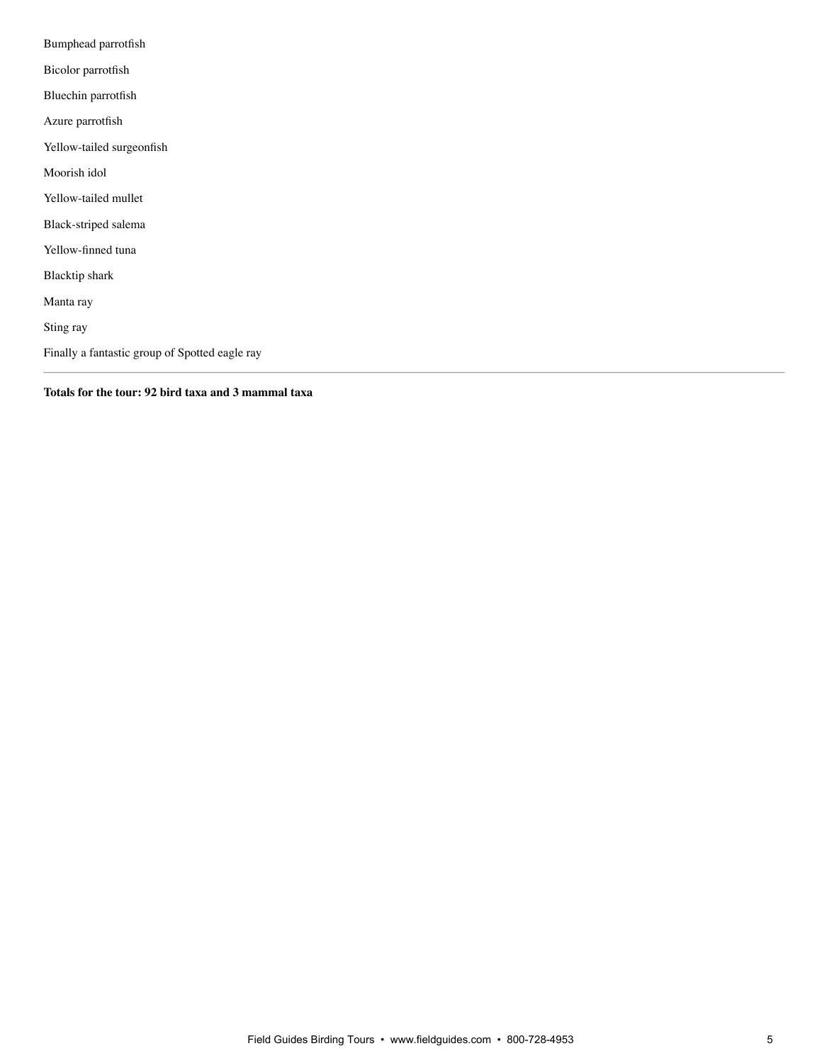Bumphead parrotfish

Bicolor parrotfish

Bluechin parrotfish

Azure parrotfish

Yellow-tailed surgeonfish

Moorish idol

Yellow-tailed mullet

Black-striped salema

Yellow-finned tuna

Blacktip shark

Manta ray

Sting ray

Finally a fantastic group of Spotted eagle ray

---

**Totals for the tour: 92 bird taxa and 3 mammal taxa**